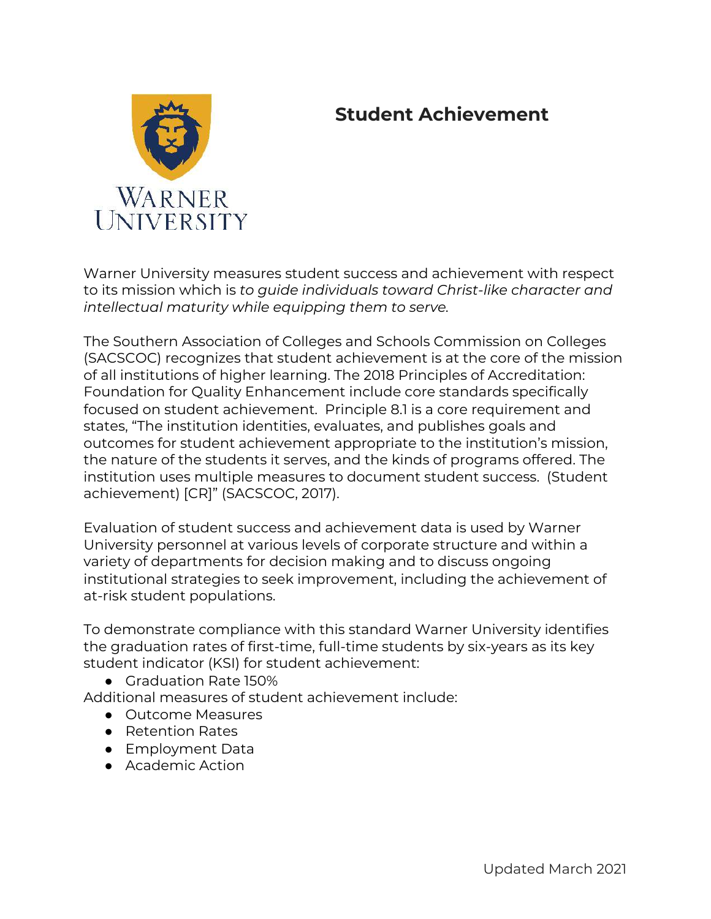# Student Achievement

Warner University measures student success and achievement with respect to its mission which is *to guide individuals toward Christ-like character and intellectual maturity while equipping them to serve.*

The Southern Association of Colleges and Schools Commission on Colleges (SACSCOC) recognizes that student achievement is at the core of the mission of all institutions of higher learning. The 2018 Principles of Accreditation: Foundation for Quality Enhancement include core standards specifically focused on student achievement. Principle 8.1 is a core requirement and states, "The institution identities, evaluates, and publishes goals and outcomes for student achievement appropriate to the institution's mission, the nature of the students it serves, and the kinds of programs offered. The institution uses multiple measures to document student success. (Student achievement) [CR]" (SACSCOC, 2017).

Evaluation of student success and achievement data is used by Warner University personnel at various levels of corporate structure and within a variety of departments for decision making and to discuss ongoing institutional strategies to seek improvement, including the achievement of at-risk student populations.

To demonstrate compliance with this standard Warner University identifies the graduation rates of first-time, full-time students by six-years as its key student indicator (KSI) for student achievement:

- Graduation Rate 150%

Additional measures of student achievement include:

- Outcome Measures
- Retention Rates
- Employment Data
- Academic Action

Updated March 2021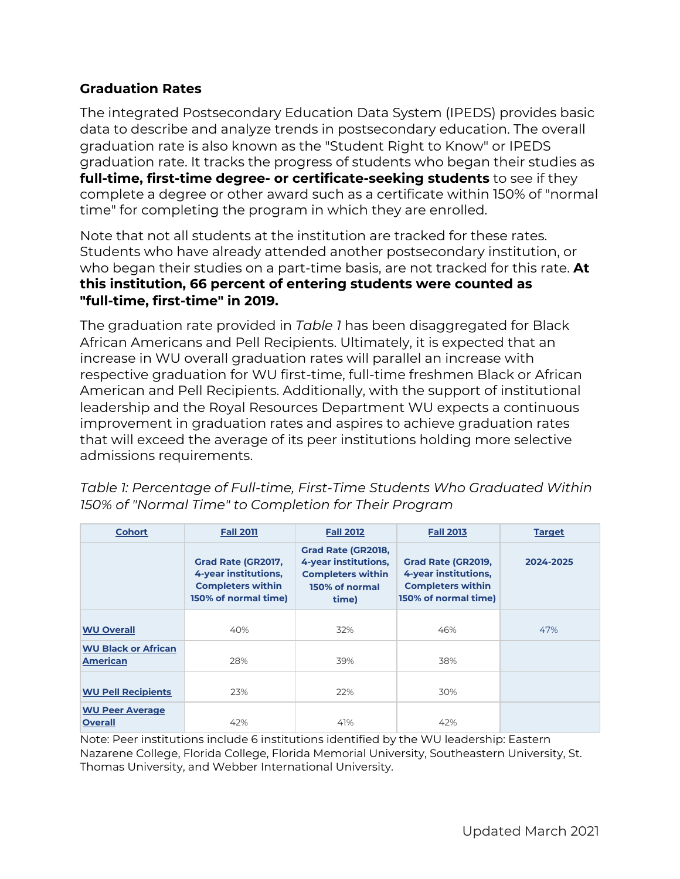## Graduation Rates

The integrated Postsecondary Education Data System (IPEDS) provides basic data to describe and analyze trends in postsecondary education. The overall graduation rate is also known as the "Student Right to Know" or IPEDS graduation rate. It tracks the progress of students who began their studies as **full-time, first-time degree- or certificate-seeking students** to see if they complete a degree or other award such as a certificate within 150% of "normal time" for completing the program in which they are enrolled.

Note that not all students at the institution are tracked for these rates. Students who have already attended another postsecondary institution, or who began their studies on a part-time basis, are not tracked for this rate. **At this institution, 66 percent of entering students were counted as "full-time, first-time" in 2019.**

The graduation rate provided in *Table 1* has been disaggregated for Black African Americans and Pell Recipients. Ultimately, it is expected that an increase in WU overall graduation rates will parallel an increase with respective graduation for WU first-time, full-time freshmen Black or African American and Pell Recipients. Additionally, with the support of institutional leadership and the Royal Resources Department WU expects a continuous improvement in graduation rates and aspires to achieve graduation rates that will exceed the average of its peer institutions holding more selective admissions requirements.

*Table 1: Percentage of Full-time, First-Time Students Who Graduated Within 150% of "Normal Time" to Completion for Their Program*

| Cohort | Fall 2011 | Fall 2012 | Fall 2013 | Target |
|---|---|---|---|---|
| | Grad Rate (GR2017, 4-year institutions, Completers within 150% of normal time) | Grad Rate (GR2018, 4-year institutions, Completers within 150% of normal time) | Grad Rate (GR2019, 4-year institutions, Completers within 150% of normal time) | 2024-2025 |
| WU Overall | 40% | 32% | 46% | 47% |
| WU Black or African American | 28% | 39% | 38% | |
| WU Pell Recipients | 23% | 22% | 30% | |
| WU Peer Average Overall | 42% | 41% | 42% | |

Note: Peer institutions include 6 institutions identified by the WU leadership: Eastern Nazarene College, Florida College, Florida Memorial University, Southeastern University, St. Thomas University, and Webber International University.

Updated March 2021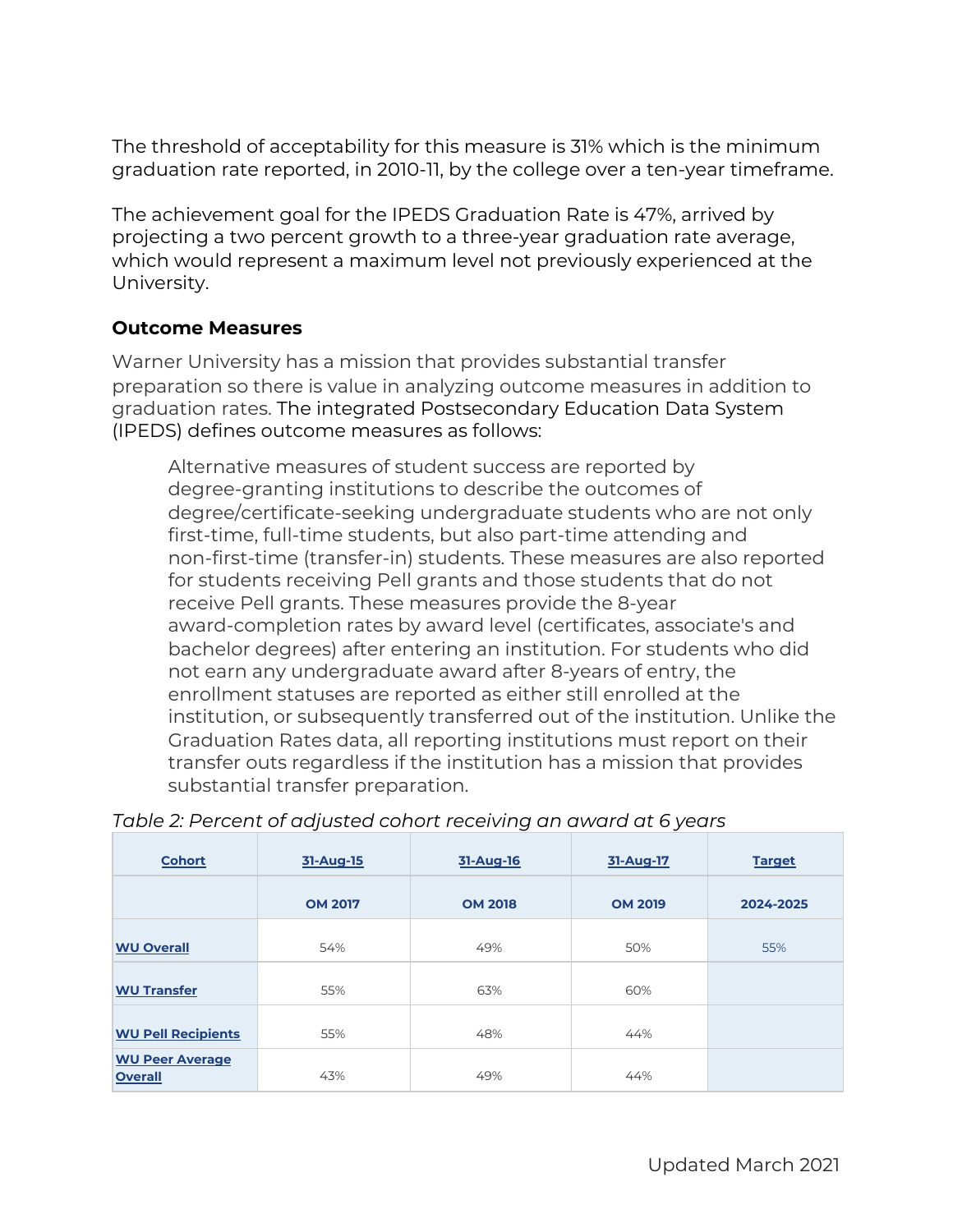The threshold of acceptability for this measure is 31% which is the minimum graduation rate reported, in 2010-11, by the college over a ten-year timeframe.

The achievement goal for the IPEDS Graduation Rate is 47%, arrived by projecting a two percent growth to a three-year graduation rate average, which would represent a maximum level not previously experienced at the University.

### Outcome Measures

Warner University has a mission that provides substantial transfer preparation so there is value in analyzing outcome measures in addition to graduation rates. The integrated Postsecondary Education Data System (IPEDS) defines outcome measures as follows:

> Alternative measures of student success are reported by degree-granting institutions to describe the outcomes of degree/certificate-seeking undergraduate students who are not only first-time, full-time students, but also part-time attending and non-first-time (transfer-in) students. These measures are also reported for students receiving Pell grants and those students that do not receive Pell grants. These measures provide the 8-year award-completion rates by award level (certificates, associate's and bachelor degrees) after entering an institution. For students who did not earn any undergraduate award after 8-years of entry, the enrollment statuses are reported as either still enrolled at the institution, or subsequently transferred out of the institution. Unlike the Graduation Rates data, all reporting institutions must report on their transfer outs regardless if the institution has a mission that provides substantial transfer preparation.

*Table 2: Percent of adjusted cohort receiving an award at 6 years*

| Cohort | 31-Aug-15 | 31-Aug-16 | 31-Aug-17 | Target |
|---|---|---|---|---|
| | OM 2017 | OM 2018 | OM 2019 | 2024-2025 |
| WU Overall | 54% | 49% | 50% | 55% |
| WU Transfer | 55% | 63% | 60% | |
| WU Pell Recipients | 55% | 48% | 44% | |
| WU Peer Average Overall | 43% | 49% | 44% | |

Updated March 2021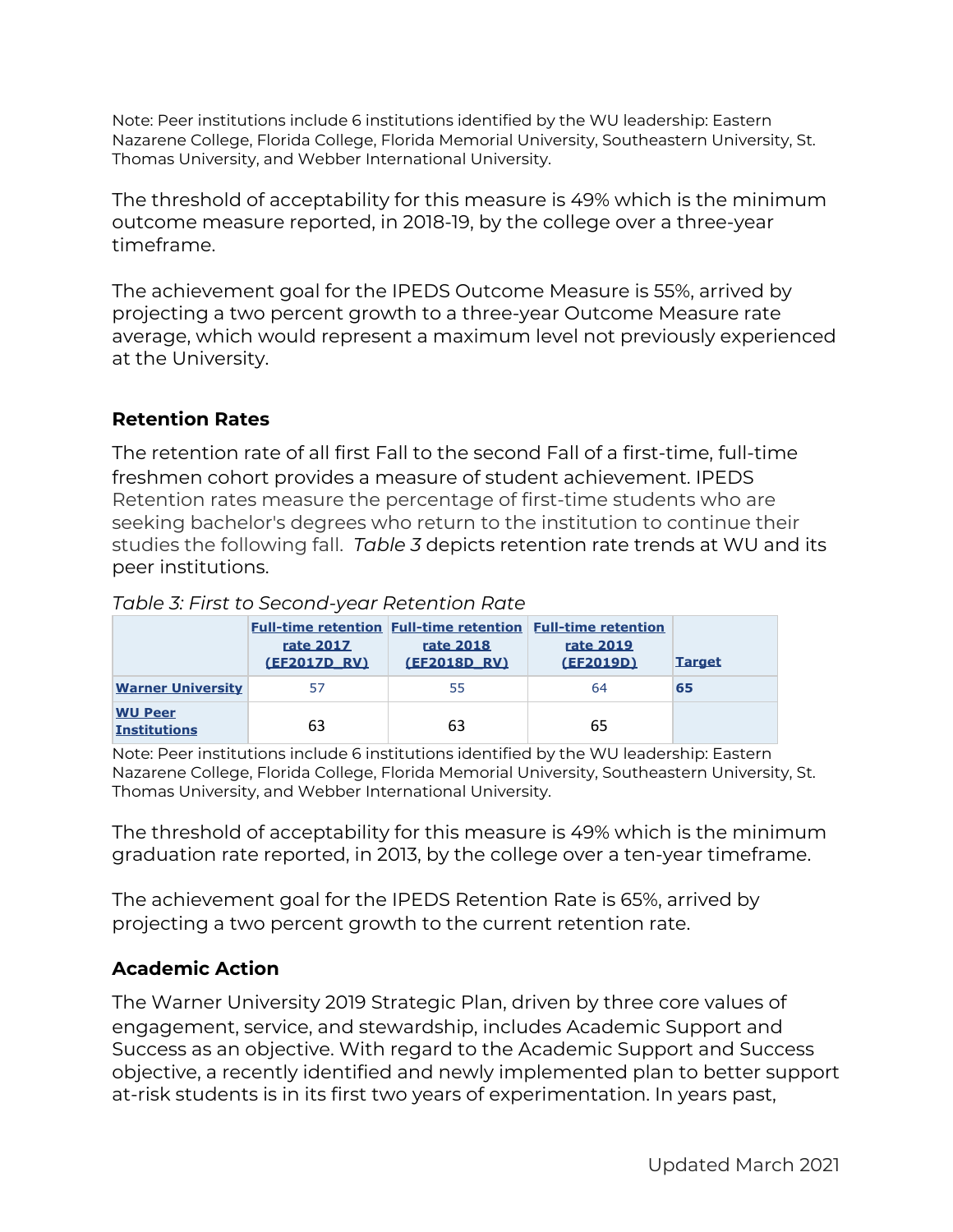Note: Peer institutions include 6 institutions identified by the WU leadership: Eastern Nazarene College, Florida College, Florida Memorial University, Southeastern University, St. Thomas University, and Webber International University.

The threshold of acceptability for this measure is 49% which is the minimum outcome measure reported, in 2018-19, by the college over a three-year timeframe.

The achievement goal for the IPEDS Outcome Measure is 55%, arrived by projecting a two percent growth to a three-year Outcome Measure rate average, which would represent a maximum level not previously experienced at the University.

### Retention Rates

The retention rate of all first Fall to the second Fall of a first-time, full-time freshmen cohort provides a measure of student achievement. IPEDS Retention rates measure the percentage of first-time students who are seeking bachelor's degrees who return to the institution to continue their studies the following fall. *Table 3* depicts retention rate trends at WU and its peer institutions.

*Table 3: First to Second-year Retention Rate*

| | Full-time retention rate 2017 (EF2017D_RV) | Full-time retention rate 2018 (EF2018D_RV) | Full-time retention rate 2019 (EF2019D) | Target |
|---|---|---|---|---|
| Warner University | 57 | 55 | 64 | 65 |
| WU Peer Institutions | 63 | 63 | 65 | |

Note: Peer institutions include 6 institutions identified by the WU leadership: Eastern Nazarene College, Florida College, Florida Memorial University, Southeastern University, St. Thomas University, and Webber International University.

The threshold of acceptability for this measure is 49% which is the minimum graduation rate reported, in 2013, by the college over a ten-year timeframe.

The achievement goal for the IPEDS Retention Rate is 65%, arrived by projecting a two percent growth to the current retention rate.

### Academic Action

The Warner University 2019 Strategic Plan, driven by three core values of engagement, service, and stewardship, includes Academic Support and Success as an objective. With regard to the Academic Support and Success objective, a recently identified and newly implemented plan to better support at-risk students is in its first two years of experimentation. In years past,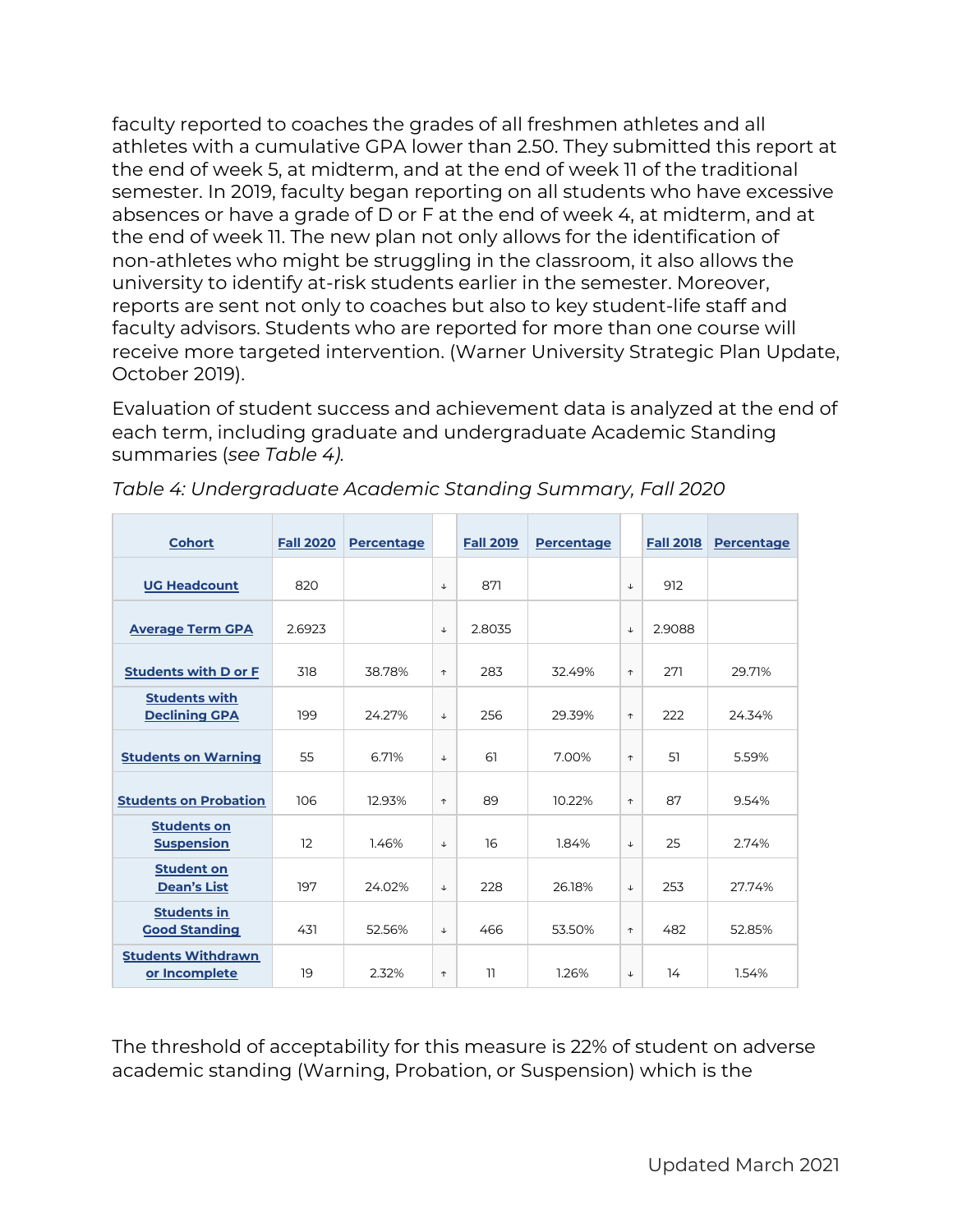faculty reported to coaches the grades of all freshmen athletes and all athletes with a cumulative GPA lower than 2.50. They submitted this report at the end of week 5, at midterm, and at the end of week 11 of the traditional semester. In 2019, faculty began reporting on all students who have excessive absences or have a grade of D or F at the end of week 4, at midterm, and at the end of week 11. The new plan not only allows for the identification of non-athletes who might be struggling in the classroom, it also allows the university to identify at-risk students earlier in the semester. Moreover, reports are sent not only to coaches but also to key student-life staff and faculty advisors. Students who are reported for more than one course will receive more targeted intervention. (Warner University Strategic Plan Update, October 2019).

Evaluation of student success and achievement data is analyzed at the end of each term, including graduate and undergraduate Academic Standing summaries (*see Table 4).*

*Table 4: Undergraduate Academic Standing Summary, Fall 2020*

| Cohort | Fall 2020 | Percentage | | Fall 2019 | Percentage | | Fall 2018 | Percentage |
|---|---|---|---|---|---|---|---|---|
| UG Headcount | 820 | | ↓ | 871 | | ↓ | 912 | |
| Average Term GPA | 2.6923 | | ↓ | 2.8035 | | ↓ | 2.9088 | |
| Students with D or F | 318 | 38.78% | ↑ | 283 | 32.49% | ↑ | 271 | 29.71% |
| Students with Declining GPA | 199 | 24.27% | ↓ | 256 | 29.39% | ↑ | 222 | 24.34% |
| Students on Warning | 55 | 6.71% | ↓ | 61 | 7.00% | ↑ | 51 | 5.59% |
| Students on Probation | 106 | 12.93% | ↑ | 89 | 10.22% | ↑ | 87 | 9.54% |
| Students on Suspension | 12 | 1.46% | ↓ | 16 | 1.84% | ↓ | 25 | 2.74% |
| Student on Dean's List | 197 | 24.02% | ↓ | 228 | 26.18% | ↓ | 253 | 27.74% |
| Students in Good Standing | 431 | 52.56% | ↓ | 466 | 53.50% | ↑ | 482 | 52.85% |
| Students Withdrawn or Incomplete | 19 | 2.32% | ↑ | 11 | 1.26% | ↓ | 14 | 1.54% |

The threshold of acceptability for this measure is 22% of student on adverse academic standing (Warning, Probation, or Suspension) which is the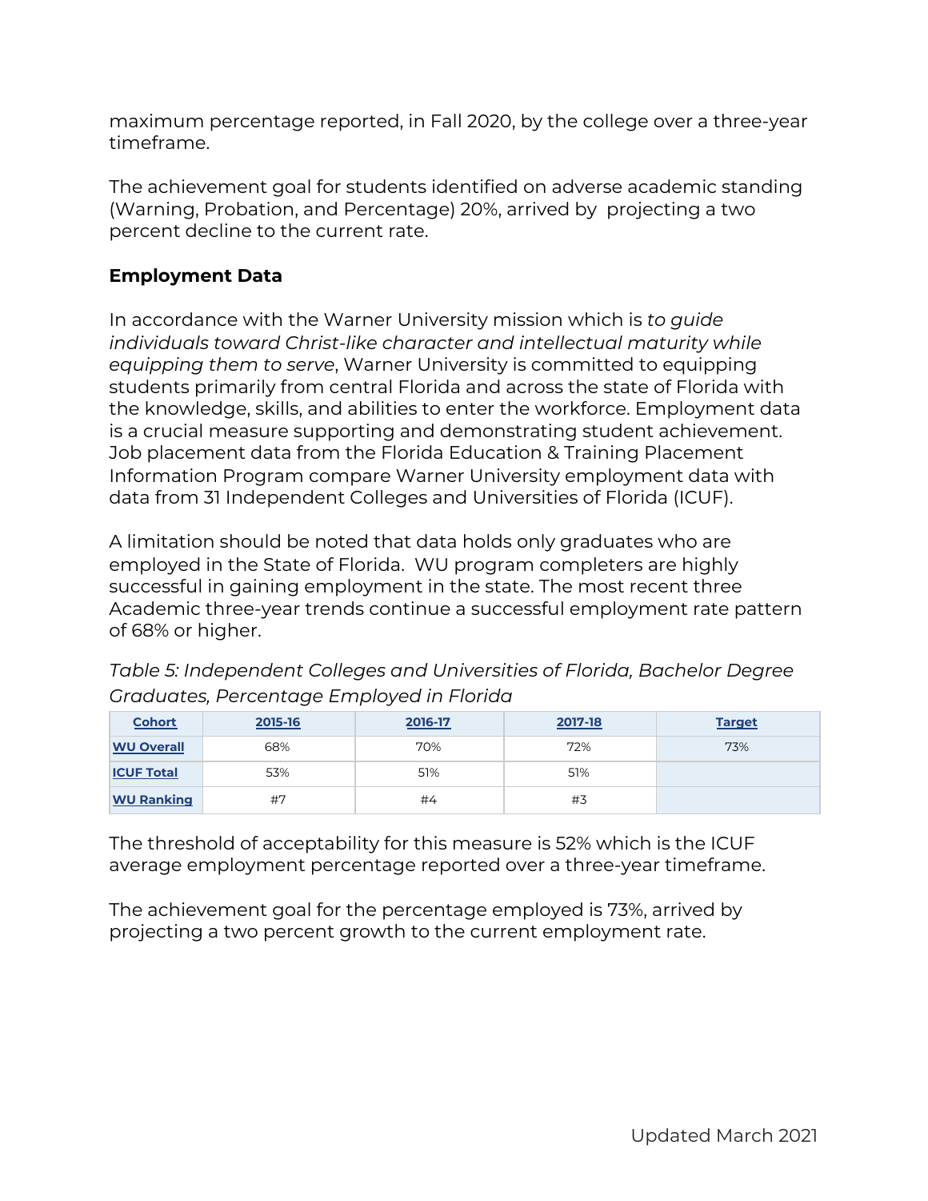maximum percentage reported, in Fall 2020, by the college over a three-year timeframe.

The achievement goal for students identified on adverse academic standing (Warning, Probation, and Percentage) 20%, arrived by  projecting a two percent decline to the current rate.

**Employment Data**

In accordance with the Warner University mission which is *to guide individuals toward Christ-like character and intellectual maturity while equipping them to serve*, Warner University is committed to equipping students primarily from central Florida and across the state of Florida with the knowledge, skills, and abilities to enter the workforce. Employment data is a crucial measure supporting and demonstrating student achievement. Job placement data from the Florida Education & Training Placement Information Program compare Warner University employment data with data from 31 Independent Colleges and Universities of Florida (ICUF).

A limitation should be noted that data holds only graduates who are employed in the State of Florida.  WU program completers are highly successful in gaining employment in the state. The most recent three Academic three-year trends continue a successful employment rate pattern of 68% or higher.

*Table 5: Independent Colleges and Universities of Florida, Bachelor Degree Graduates, Percentage Employed in Florida*

| Cohort | 2015-16 | 2016-17 | 2017-18 | Target |
|---|---|---|---|---|
| WU Overall | 68% | 70% | 72% | 73% |
| ICUF Total | 53% | 51% | 51% | |
| WU Ranking | #7 | #4 | #3 | |

The threshold of acceptability for this measure is 52% which is the ICUF average employment percentage reported over a three-year timeframe.

The achievement goal for the percentage employed is 73%, arrived by projecting a two percent growth to the current employment rate.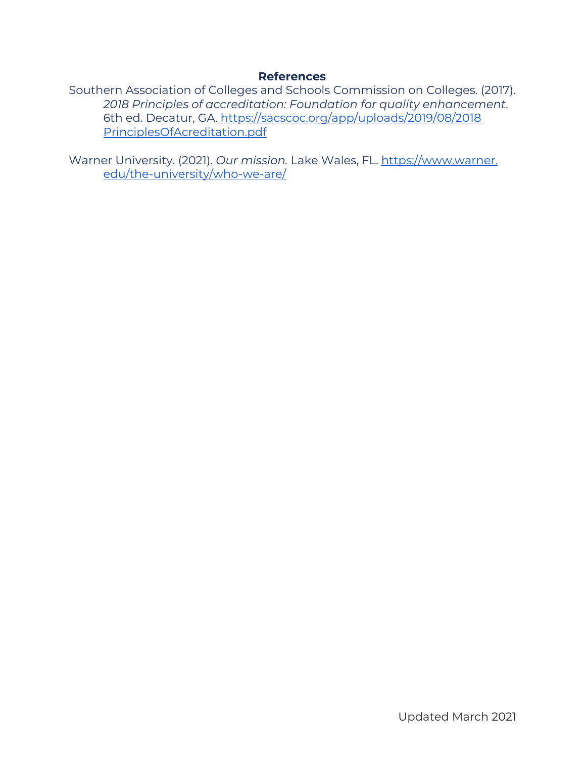## References

Southern Association of Colleges and Schools Commission on Colleges. (2017). *2018 Principles of accreditation: Foundation for quality enhancement*. 6th ed. Decatur, GA. https://sacscoc.org/app/uploads/2019/08/2018PrinciplesOfAcreditation.pdf

Warner University. (2021). *Our mission.* Lake Wales, FL. https://www.warner.edu/the-university/who-we-are/

Updated March 2021